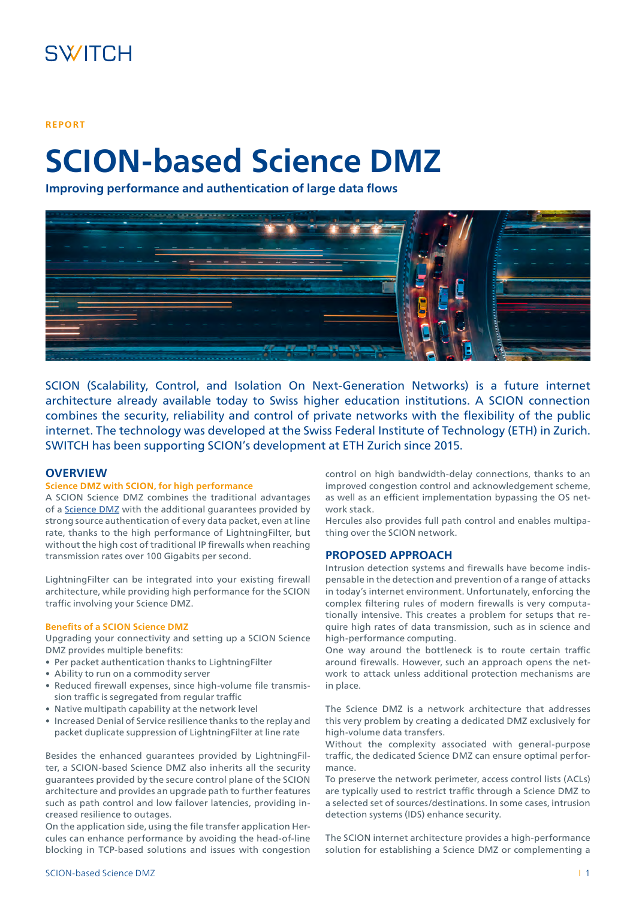SWITCH

REPORT

# SCION-based Science DMZ

**Improving performance and authentication of large data flows**

SCION (Scalability, Control, and Isolation On Next-Generation Networks) is a future internet architecture already available today to Swiss higher education institutions. A SCION connection combines the security, reliability and control of private networks with the flexibility of the public internet. The technology was developed at the Swiss Federal Institute of Technology (ETH) in Zurich. SWITCH has been supporting SCION's development at ETH Zurich since 2015.

## OVERVIEW

### Science DMZ with SCION, for high performance

A SCION Science DMZ combines the traditional advantages of a Science DMZ with the additional guarantees provided by strong source authentication of every data packet, even at line rate, thanks to the high performance of LightningFilter, but without the high cost of traditional IP firewalls when reaching transmission rates over 100 Gigabits per second.

LightningFilter can be integrated into your existing firewall architecture, while providing high performance for the SCION traffic involving your Science DMZ.

### Benefits of a SCION Science DMZ

Upgrading your connectivity and setting up a SCION Science DMZ provides multiple benefits:

- Per packet authentication thanks to LightningFilter
- Ability to run on a commodity server
- Reduced firewall expenses, since high-volume file transmission traffic is segregated from regular traffic
- Native multipath capability at the network level
- Increased Denial of Service resilience thanks to the replay and packet duplicate suppression of LightningFilter at line rate

Besides the enhanced guarantees provided by LightningFilter, a SCION-based Science DMZ also inherits all the security guarantees provided by the secure control plane of the SCION architecture and provides an upgrade path to further features such as path control and low failover latencies, providing increased resilience to outages.
On the application side, using the file transfer application Hercules can enhance performance by avoiding the head-of-line blocking in TCP-based solutions and issues with congestion control on high bandwidth-delay connections, thanks to an improved congestion control and acknowledgement scheme, as well as an efficient implementation bypassing the OS network stack.
Hercules also provides full path control and enables multipathing over the SCION network.

## PROPOSED APPROACH

Intrusion detection systems and firewalls have become indispensable in the detection and prevention of a range of attacks in today's internet environment. Unfortunately, enforcing the complex filtering rules of modern firewalls is very computationally intensive. This creates a problem for setups that require high rates of data transmission, such as in science and high-performance computing.
One way around the bottleneck is to route certain traffic around firewalls. However, such an approach opens the network to attack unless additional protection mechanisms are in place.

The Science DMZ is a network architecture that addresses this very problem by creating a dedicated DMZ exclusively for high-volume data transfers.
Without the complexity associated with general-purpose traffic, the dedicated Science DMZ can ensure optimal performance.
To preserve the network perimeter, access control lists (ACLs) are typically used to restrict traffic through a Science DMZ to a selected set of sources/destinations. In some cases, intrusion detection systems (IDS) enhance security.

The SCION internet architecture provides a high-performance solution for establishing a Science DMZ or complementing a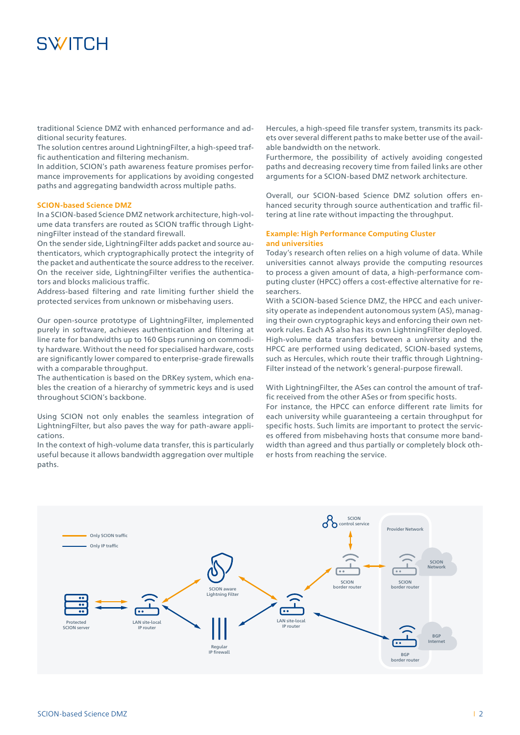traditional Science DMZ with enhanced performance and additional security features.
The solution centres around LightningFilter, a high-speed traffic authentication and filtering mechanism.
In addition, SCION's path awareness feature promises performance improvements for applications by avoiding congested paths and aggregating bandwidth across multiple paths.

### SCION-based Science DMZ

In a SCION-based Science DMZ network architecture, high-volume data transfers are routed as SCION traffic through LightningFilter instead of the standard firewall.
On the sender side, LightningFilter adds packet and source authenticators, which cryptographically protect the integrity of the packet and authenticate the source address to the receiver. On the receiver side, LightningFilter verifies the authenticators and blocks malicious traffic.
Address-based filtering and rate limiting further shield the protected services from unknown or misbehaving users.

Our open-source prototype of LightningFilter, implemented purely in software, achieves authentication and filtering at line rate for bandwidths up to 160 Gbps running on commodity hardware. Without the need for specialised hardware, costs are significantly lower compared to enterprise-grade firewalls with a comparable throughput.
The authentication is based on the DRKey system, which enables the creation of a hierarchy of symmetric keys and is used throughout SCION's backbone.

Using SCION not only enables the seamless integration of LightningFilter, but also paves the way for path-aware applications.
In the context of high-volume data transfer, this is particularly useful because it allows bandwidth aggregation over multiple paths.

Hercules, a high-speed file transfer system, transmits its packets over several different paths to make better use of the available bandwidth on the network.
Furthermore, the possibility of actively avoiding congested paths and decreasing recovery time from failed links are other arguments for a SCION-based DMZ network architecture.

Overall, our SCION-based Science DMZ solution offers enhanced security through source authentication and traffic filtering at line rate without impacting the throughput.

### Example: High Performance Computing Cluster and universities

Today's research often relies on a high volume of data. While universities cannot always provide the computing resources to process a given amount of data, a high-performance computing cluster (HPCC) offers a cost-effective alternative for researchers.
With a SCION-based Science DMZ, the HPCC and each university operate as independent autonomous system (AS), managing their own cryptographic keys and enforcing their own network rules. Each AS also has its own LightningFilter deployed. High-volume data transfers between a university and the HPCC are performed using dedicated, SCION-based systems, such as Hercules, which route their traffic through LightningFilter instead of the network's general-purpose firewall.

With LightningFilter, the ASes can control the amount of traffic received from the other ASes or from specific hosts.
For instance, the HPCC can enforce different rate limits for each university while guaranteeing a certain throughput for specific hosts. Such limits are important to protect the services offered from misbehaving hosts that consume more bandwidth than agreed and thus partially or completely block other hosts from reaching the service.

Only SCION traffic
Only IP traffic
Protected SCION server
LAN site-local IP router
SCION aware Lightning Filter
Regular IP firewall
LAN site-local IP router
SCION control service
SCION border router
Provider Network
SCION border router
SCION Network
BGP border router
BGP Internet